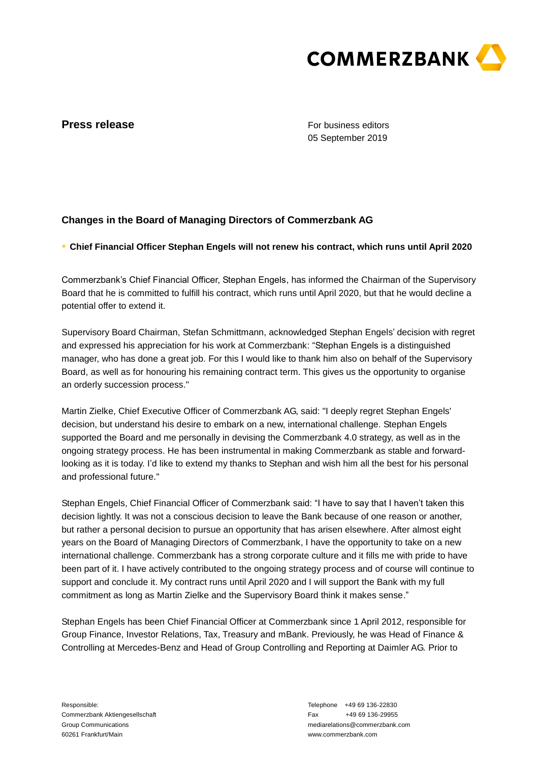**Press release**

For business editors
05 September 2019

## Changes in the Board of Managing Directors of Commerzbank AG

- **Chief Financial Officer Stephan Engels will not renew his contract, which runs until April 2020**

Commerzbank's Chief Financial Officer, Stephan Engels, has informed the Chairman of the Supervisory Board that he is committed to fulfill his contract, which runs until April 2020, but that he would decline a potential offer to extend it.

Supervisory Board Chairman, Stefan Schmittmann, acknowledged Stephan Engels' decision with regret and expressed his appreciation for his work at Commerzbank: "Stephan Engels is a distinguished manager, who has done a great job. For this I would like to thank him also on behalf of the Supervisory Board, as well as for honouring his remaining contract term. This gives us the opportunity to organise an orderly succession process."

Martin Zielke, Chief Executive Officer of Commerzbank AG, said: "I deeply regret Stephan Engels' decision, but understand his desire to embark on a new, international challenge. Stephan Engels supported the Board and me personally in devising the Commerzbank 4.0 strategy, as well as in the ongoing strategy process. He has been instrumental in making Commerzbank as stable and forward-looking as it is today. I'd like to extend my thanks to Stephan and wish him all the best for his personal and professional future."

Stephan Engels, Chief Financial Officer of Commerzbank said: "I have to say that I haven't taken this decision lightly. It was not a conscious decision to leave the Bank because of one reason or another, but rather a personal decision to pursue an opportunity that has arisen elsewhere. After almost eight years on the Board of Managing Directors of Commerzbank, I have the opportunity to take on a new international challenge. Commerzbank has a strong corporate culture and it fills me with pride to have been part of it. I have actively contributed to the ongoing strategy process and of course will continue to support and conclude it. My contract runs until April 2020 and I will support the Bank with my full commitment as long as Martin Zielke and the Supervisory Board think it makes sense."

Stephan Engels has been Chief Financial Officer at Commerzbank since 1 April 2012, responsible for Group Finance, Investor Relations, Tax, Treasury and mBank. Previously, he was Head of Finance & Controlling at Mercedes-Benz and Head of Group Controlling and Reporting at Daimler AG. Prior to

Responsible:
Commerzbank Aktiengesellschaft
Group Communications
60261 Frankfurt/Main

Telephone +49 69 136-22830
Fax +49 69 136-29955
mediarelations@commerzbank.com
www.commerzbank.com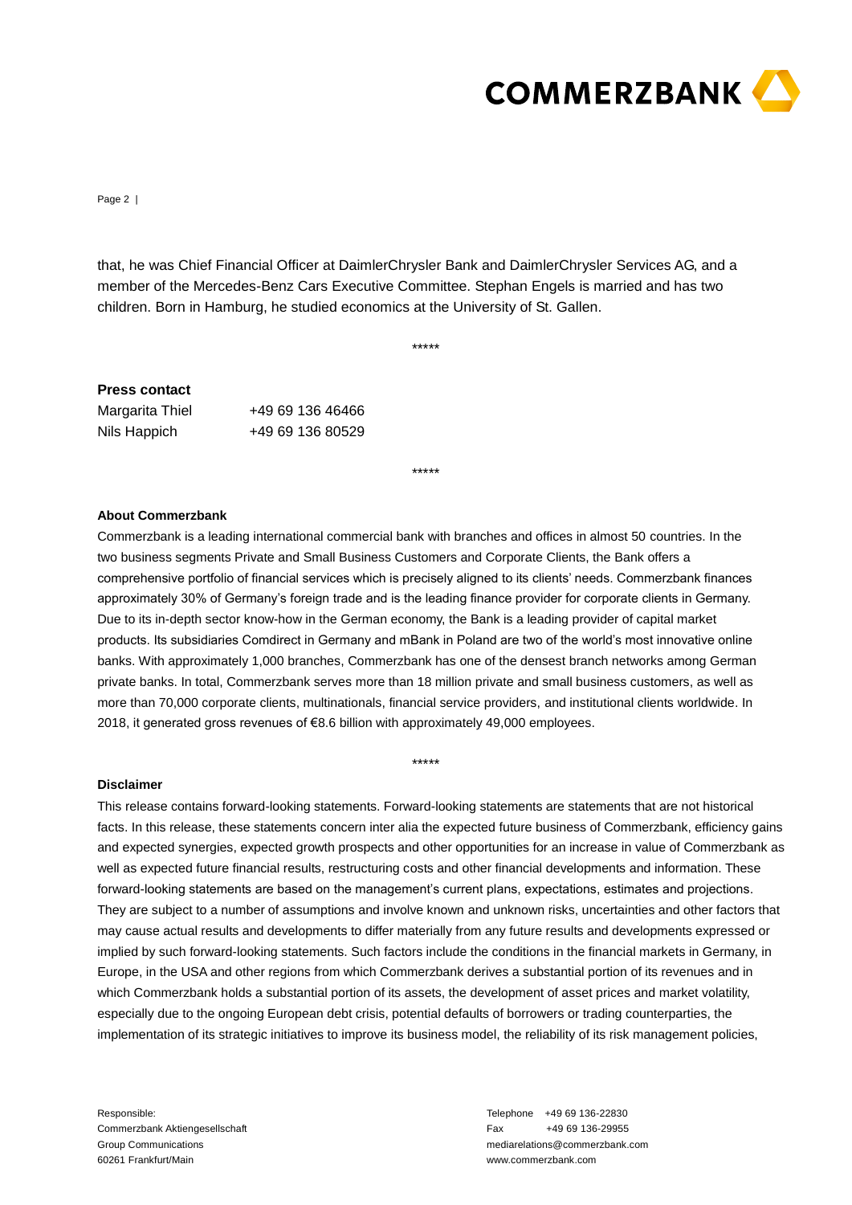that, he was Chief Financial Officer at DaimlerChrysler Bank and DaimlerChrysler Services AG, and a member of the Mercedes-Benz Cars Executive Committee. Stephan Engels is married and has two children. Born in Hamburg, he studied economics at the University of St. Gallen.

*****

**Press contact**

| | |
|---|---|
| Margarita Thiel | +49 69 136 46466 |
| Nils Happich | +49 69 136 80529 |

*****

**About Commerzbank**

Commerzbank is a leading international commercial bank with branches and offices in almost 50 countries. In the two business segments Private and Small Business Customers and Corporate Clients, the Bank offers a comprehensive portfolio of financial services which is precisely aligned to its clients' needs. Commerzbank finances approximately 30% of Germany's foreign trade and is the leading finance provider for corporate clients in Germany. Due to its in-depth sector know-how in the German economy, the Bank is a leading provider of capital market products. Its subsidiaries Comdirect in Germany and mBank in Poland are two of the world's most innovative online banks. With approximately 1,000 branches, Commerzbank has one of the densest branch networks among German private banks. In total, Commerzbank serves more than 18 million private and small business customers, as well as more than 70,000 corporate clients, multinationals, financial service providers, and institutional clients worldwide. In 2018, it generated gross revenues of €8.6 billion with approximately 49,000 employees.

*****

**Disclaimer**

This release contains forward-looking statements. Forward-looking statements are statements that are not historical facts. In this release, these statements concern inter alia the expected future business of Commerzbank, efficiency gains and expected synergies, expected growth prospects and other opportunities for an increase in value of Commerzbank as well as expected future financial results, restructuring costs and other financial developments and information. These forward-looking statements are based on the management's current plans, expectations, estimates and projections. They are subject to a number of assumptions and involve known and unknown risks, uncertainties and other factors that may cause actual results and developments to differ materially from any future results and developments expressed or implied by such forward-looking statements. Such factors include the conditions in the financial markets in Germany, in Europe, in the USA and other regions from which Commerzbank derives a substantial portion of its revenues and in which Commerzbank holds a substantial portion of its assets, the development of asset prices and market volatility, especially due to the ongoing European debt crisis, potential defaults of borrowers or trading counterparties, the implementation of its strategic initiatives to improve its business model, the reliability of its risk management policies,

Responsible:
Commerzbank Aktiengesellschaft
Group Communications
60261 Frankfurt/Main

Telephone +49 69 136-22830
Fax +49 69 136-29955
mediarelations@commerzbank.com
www.commerzbank.com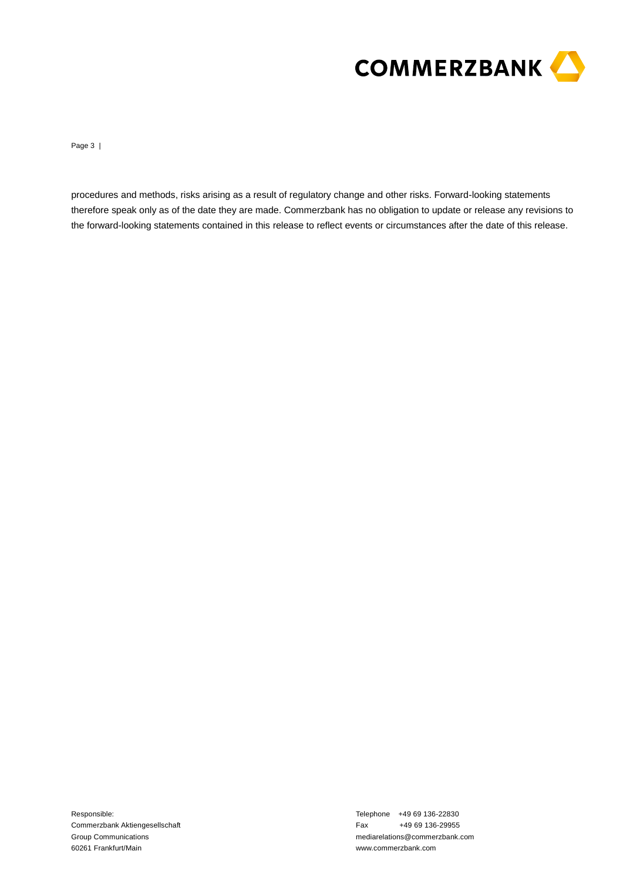procedures and methods, risks arising as a result of regulatory change and other risks. Forward-looking statements therefore speak only as of the date they are made. Commerzbank has no obligation to update or release any revisions to the forward-looking statements contained in this release to reflect events or circumstances after the date of this release.

Responsible:
Commerzbank Aktiengesellschaft
Group Communications
60261 Frankfurt/Main

Telephone +49 69 136-22830
Fax +49 69 136-29955
mediarelations@commerzbank.com
www.commerzbank.com